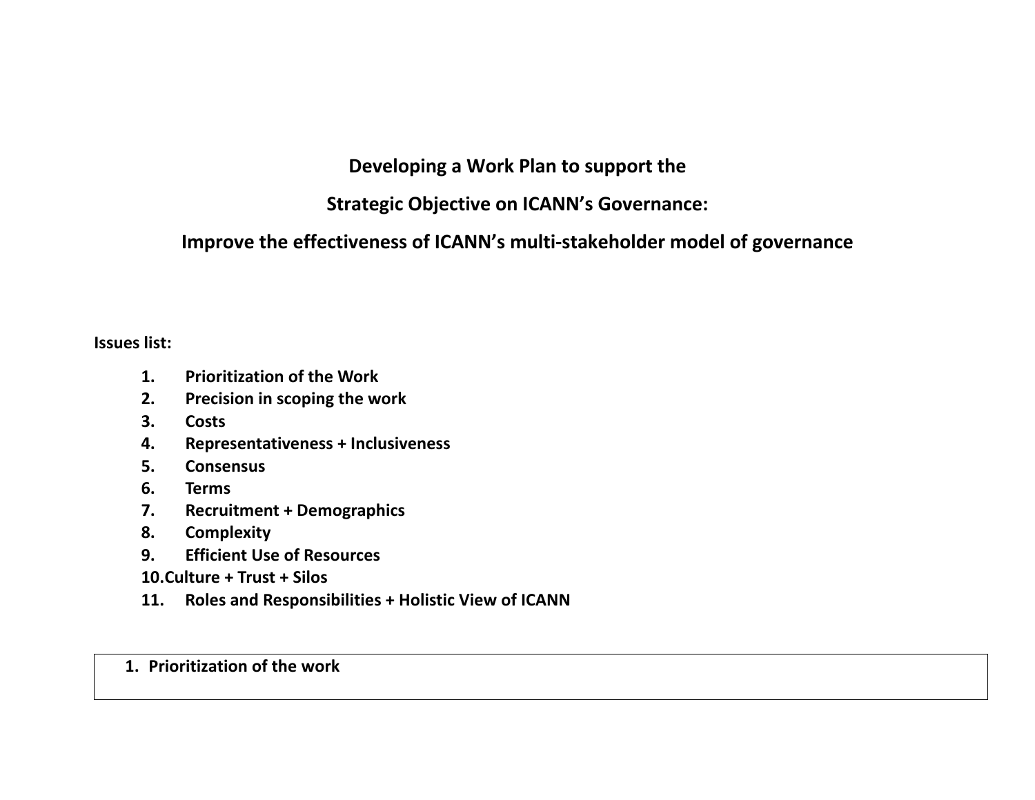**Developing a Work Plan to support the**

**Strategic Objective on ICANN's Governance:**

**Improve the effectiveness of ICANN's multi-stakeholder model of governance**

**Issues list:**

1. **Prioritization of the Work**
2. **Precision in scoping the work**
3. **Costs**
4. **Representativeness + Inclusiveness**
5. **Consensus**
6. **Terms**
7. **Recruitment + Demographics**
8. **Complexity**
9. **Efficient Use of Resources**
10. **Culture + Trust + Silos**
11. **Roles and Responsibilities + Holistic View of ICANN**

| |
|---|
| **1. Prioritization of the work** |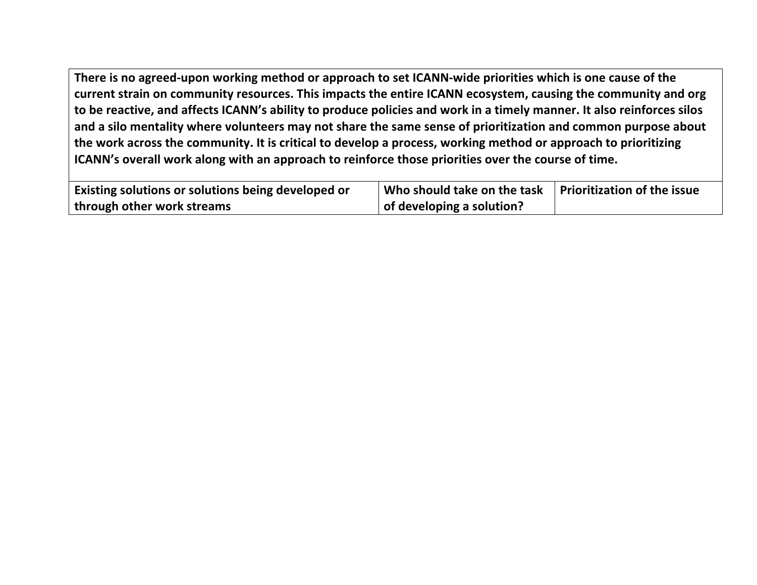| There is no agreed-upon working method or approach to set ICANN-wide priorities which is one cause of the current strain on community resources. This impacts the entire ICANN ecosystem, causing the community and org to be reactive, and affects ICANN's ability to produce policies and work in a timely manner. It also reinforces silos and a silo mentality where volunteers may not share the same sense of prioritization and common purpose about the work across the community. It is critical to develop a process, working method or approach to prioritizing ICANN's overall work along with an approach to reinforce those priorities over the course of time. | | |
|---|---|---|
| **Existing solutions or solutions being developed or through other work streams** | **Who should take on the task of developing a solution?** | **Prioritization of the issue** |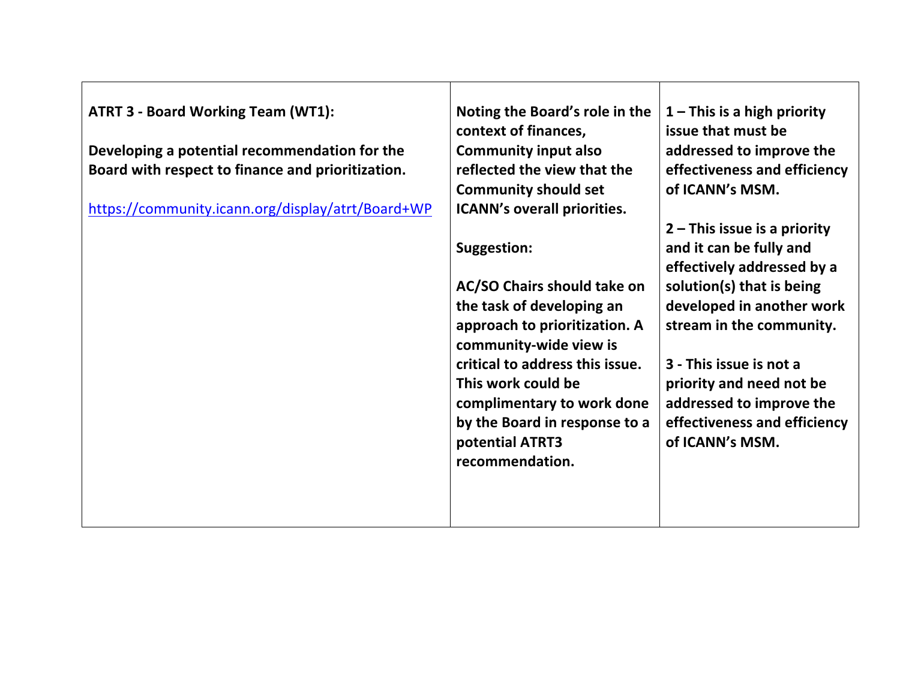| | | |
|---|---|---|
| **ATRT 3 - Board Working Team (WT1):**<br><br>**Developing a potential recommendation for the Board with respect to finance and prioritization.**<br><br>[https://community.icann.org/display/atrt/Board+WP](https://community.icann.org/display/atrt/Board+WP) | **Noting the Board's role in the context of finances, Community input also reflected the view that the Community should set ICANN's overall priorities.**<br><br>**Suggestion:**<br><br>**AC/SO Chairs should take on the task of developing an approach to prioritization. A community-wide view is critical to address this issue. This work could be complimentary to work done by the Board in response to a potential ATRT3 recommendation.** | **1 – This is a high priority issue that must be addressed to improve the effectiveness and efficiency of ICANN's MSM.**<br><br>**2 – This issue is a priority and it can be fully and effectively addressed by a solution(s) that is being developed in another work stream in the community.**<br><br>**3 - This issue is not a priority and need not be addressed to improve the effectiveness and efficiency of ICANN's MSM.** |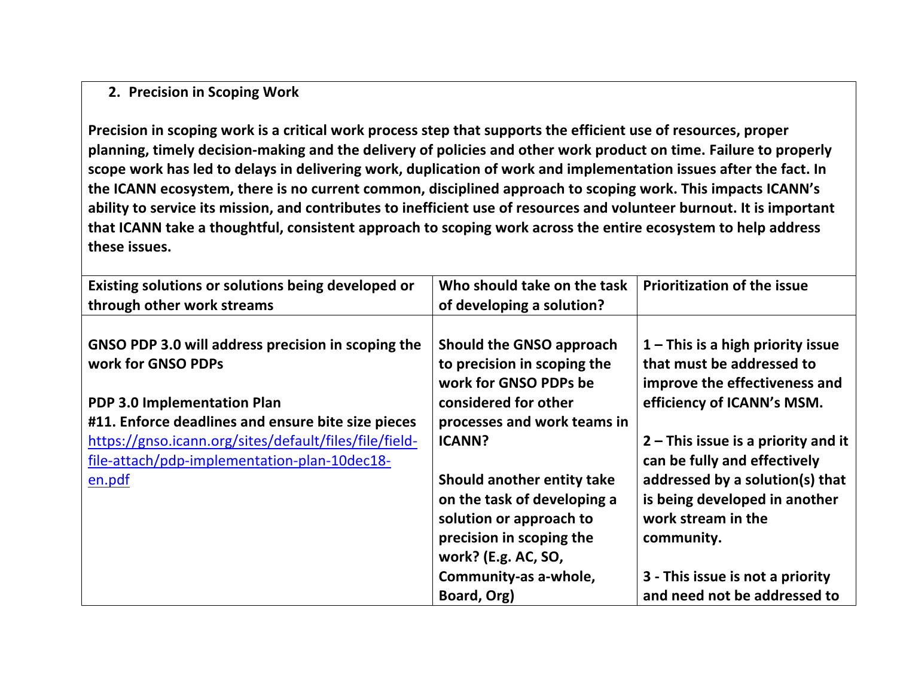## 2. Precision in Scoping Work

**Precision in scoping work is a critical work process step that supports the efficient use of resources, proper planning, timely decision-making and the delivery of policies and other work product on time. Failure to properly scope work has led to delays in delivering work, duplication of work and implementation issues after the fact. In the ICANN ecosystem, there is no current common, disciplined approach to scoping work. This impacts ICANN's ability to service its mission, and contributes to inefficient use of resources and volunteer burnout. It is important that ICANN take a thoughtful, consistent approach to scoping work across the entire ecosystem to help address these issues.**

| Existing solutions or solutions being developed or through other work streams | Who should take on the task of developing a solution? | Prioritization of the issue |
|---|---|---|
| **GNSO PDP 3.0 will address precision in scoping the work for GNSO PDPs**<br><br>**PDP 3.0 Implementation Plan**<br>**#11. Enforce deadlines and ensure bite size pieces**<br>https://gnso.icann.org/sites/default/files/file/field-file-attach/pdp-implementation-plan-10dec18-en.pdf | **Should the GNSO approach to precision in scoping the work for GNSO PDPs be considered for other processes and work teams in ICANN?**<br><br>**Should another entity take on the task of developing a solution or approach to precision in scoping the work? (E.g. AC, SO, Community-as a-whole, Board, Org)** | **1 – This is a high priority issue that must be addressed to improve the effectiveness and efficiency of ICANN's MSM.**<br><br>**2 – This issue is a priority and it can be fully and effectively addressed by a solution(s) that is being developed in another work stream in the community.**<br><br>**3 - This issue is not a priority and need not be addressed to** |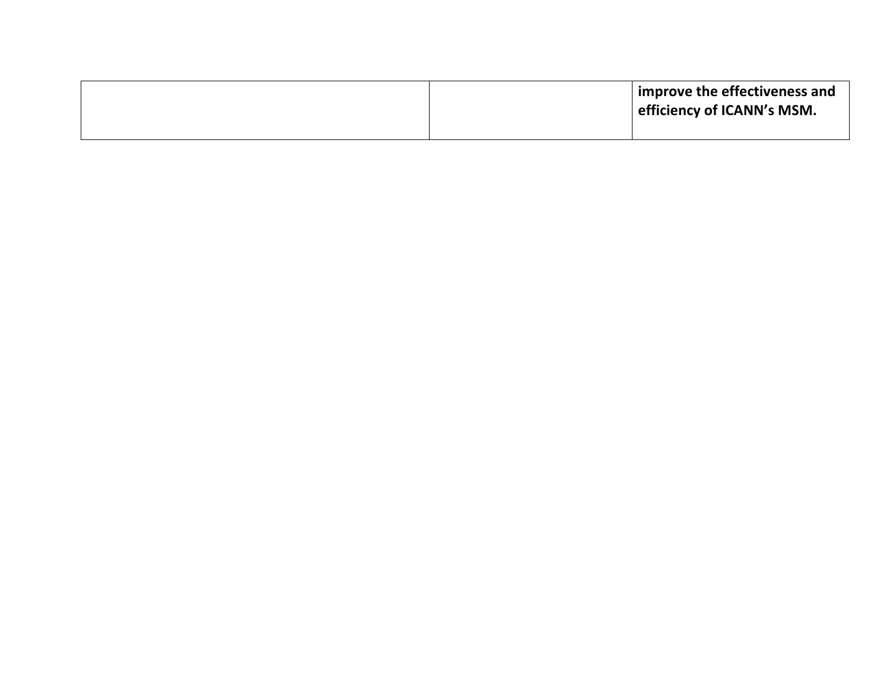| | | |
|---|---|---|
| | | **improve the effectiveness and efficiency of ICANN's MSM.** |